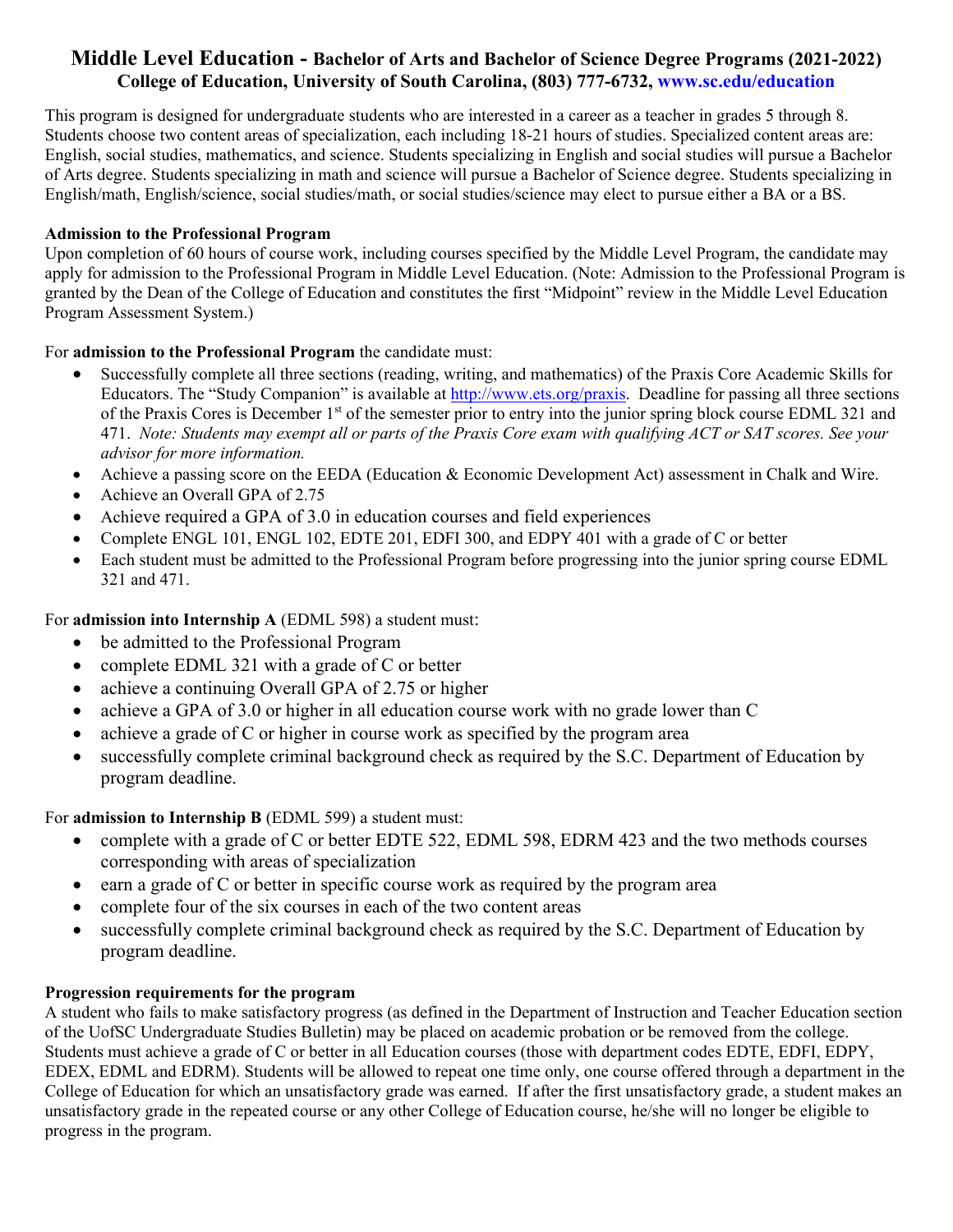# Middle Level Education - Bachelor of Arts and Bachelor of Science Degree Programs (2021-2022)

**College of Education, University of South Carolina, (803) 777-6732, www.sc.edu/education**

This program is designed for undergraduate students who are interested in a career as a teacher in grades 5 through 8. Students choose two content areas of specialization, each including 18-21 hours of studies. Specialized content areas are: English, social studies, mathematics, and science. Students specializing in English and social studies will pursue a Bachelor of Arts degree. Students specializing in math and science will pursue a Bachelor of Science degree. Students specializing in English/math, English/science, social studies/math, or social studies/science may elect to pursue either a BA or a BS.

**Admission to the Professional Program**

Upon completion of 60 hours of course work, including courses specified by the Middle Level Program, the candidate may apply for admission to the Professional Program in Middle Level Education. (Note: Admission to the Professional Program is granted by the Dean of the College of Education and constitutes the first "Midpoint" review in the Middle Level Education Program Assessment System.)

For **admission to the Professional Program** the candidate must:

- Successfully complete all three sections (reading, writing, and mathematics) of the Praxis Core Academic Skills for Educators. The "Study Companion" is available at http://www.ets.org/praxis. Deadline for passing all three sections of the Praxis Cores is December 1st of the semester prior to entry into the junior spring block course EDML 321 and 471. *Note: Students may exempt all or parts of the Praxis Core exam with qualifying ACT or SAT scores. See your advisor for more information.*
- Achieve a passing score on the EEDA (Education & Economic Development Act) assessment in Chalk and Wire.
- Achieve an Overall GPA of 2.75
- Achieve required a GPA of 3.0 in education courses and field experiences
- Complete ENGL 101, ENGL 102, EDTE 201, EDFI 300, and EDPY 401 with a grade of C or better
- Each student must be admitted to the Professional Program before progressing into the junior spring course EDML 321 and 471.

For **admission into Internship A** (EDML 598) a student must:

- be admitted to the Professional Program
- complete EDML 321 with a grade of C or better
- achieve a continuing Overall GPA of 2.75 or higher
- achieve a GPA of 3.0 or higher in all education course work with no grade lower than C
- achieve a grade of C or higher in course work as specified by the program area
- successfully complete criminal background check as required by the S.C. Department of Education by program deadline.

For **admission to Internship B** (EDML 599) a student must:

- complete with a grade of C or better EDTE 522, EDML 598, EDRM 423 and the two methods courses corresponding with areas of specialization
- earn a grade of C or better in specific course work as required by the program area
- complete four of the six courses in each of the two content areas
- successfully complete criminal background check as required by the S.C. Department of Education by program deadline.

**Progression requirements for the program**

A student who fails to make satisfactory progress (as defined in the Department of Instruction and Teacher Education section of the UofSC Undergraduate Studies Bulletin) may be placed on academic probation or be removed from the college. Students must achieve a grade of C or better in all Education courses (those with department codes EDTE, EDFI, EDPY, EDEX, EDML and EDRM). Students will be allowed to repeat one time only, one course offered through a department in the College of Education for which an unsatisfactory grade was earned. If after the first unsatisfactory grade, a student makes an unsatisfactory grade in the repeated course or any other College of Education course, he/she will no longer be eligible to progress in the program.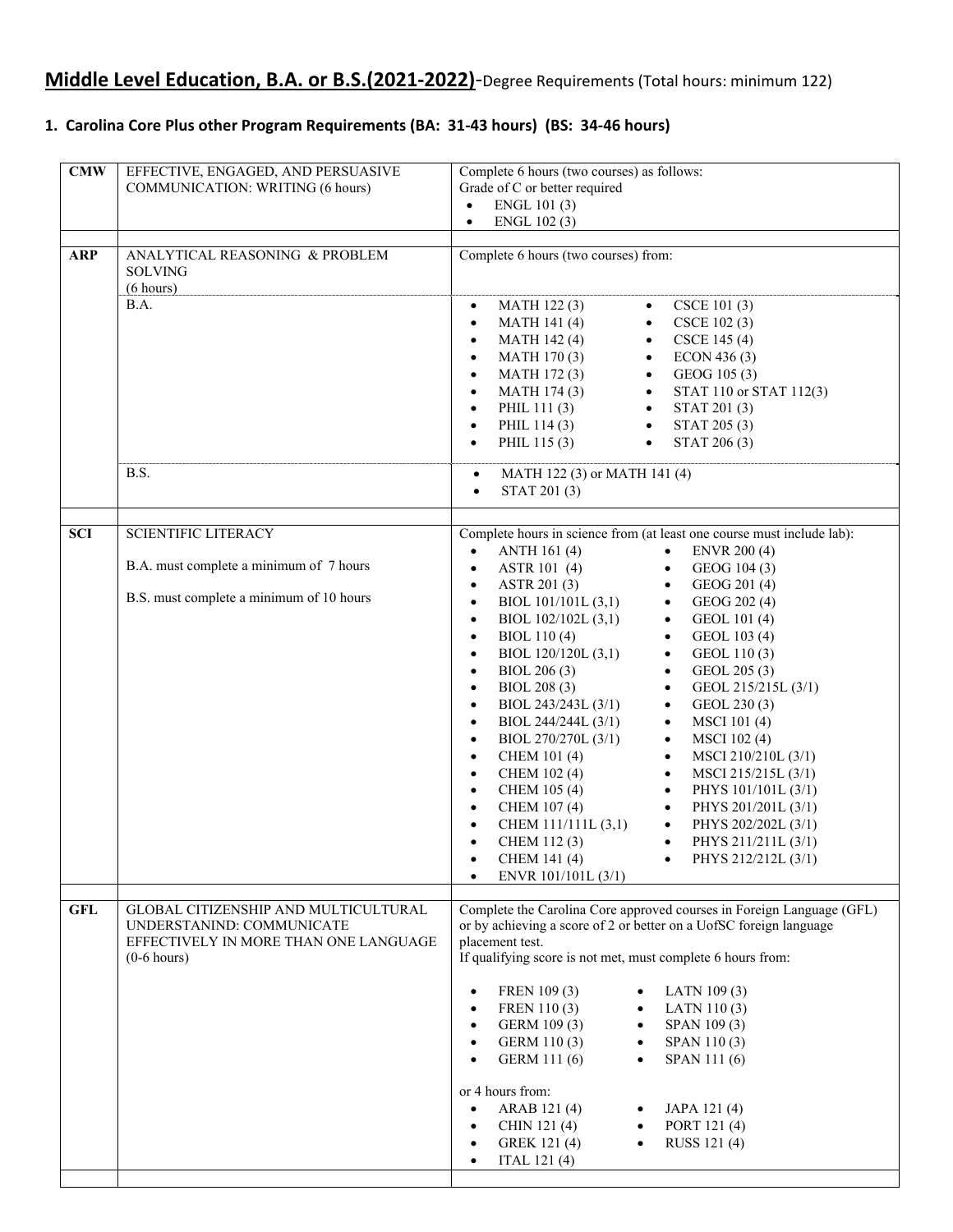## Middle Level Education, B.A. or B.S.(2021-2022)-Degree Requirements (Total hours: minimum 122)

### 1. Carolina Core Plus other Program Requirements (BA: 31-43 hours) (BS: 34-46 hours)

| | | |
|---|---|---|
| **CMW** | EFFECTIVE, ENGAGED, AND PERSUASIVE COMMUNICATION: WRITING (6 hours) | Complete 6 hours (two courses) as follows:<br>Grade of C or better required<br>• ENGL 101 (3)<br>• ENGL 102 (3) |
| | | |
| **ARP** | ANALYTICAL REASONING & PROBLEM SOLVING (6 hours) | Complete 6 hours (two courses) from: |
| | B.A. | • MATH 122 (3)<br>• MATH 141 (4)<br>• MATH 142 (4)<br>• MATH 170 (3)<br>• MATH 172 (3)<br>• MATH 174 (3)<br>• PHIL 111 (3)<br>• PHIL 114 (3)<br>• PHIL 115 (3)<br>• CSCE 101 (3)<br>• CSCE 102 (3)<br>• CSCE 145 (4)<br>• ECON 436 (3)<br>• GEOG 105 (3)<br>• STAT 110 or STAT 112(3)<br>• STAT 201 (3)<br>• STAT 205 (3)<br>• STAT 206 (3) |
| | B.S. | • MATH 122 (3) or MATH 141 (4)<br>• STAT 201 (3) |
| | | |
| **SCI** | SCIENTIFIC LITERACY<br><br>B.A. must complete a minimum of 7 hours<br><br>B.S. must complete a minimum of 10 hours | Complete hours in science from (at least one course must include lab):<br>• ANTH 161 (4)<br>• ASTR 101 (4)<br>• ASTR 201 (3)<br>• BIOL 101/101L (3,1)<br>• BIOL 102/102L (3,1)<br>• BIOL 110 (4)<br>• BIOL 120/120L (3,1)<br>• BIOL 206 (3)<br>• BIOL 208 (3)<br>• BIOL 243/243L (3/1)<br>• BIOL 244/244L (3/1)<br>• BIOL 270/270L (3/1)<br>• CHEM 101 (4)<br>• CHEM 102 (4)<br>• CHEM 105 (4)<br>• CHEM 107 (4)<br>• CHEM 111/111L (3,1)<br>• CHEM 112 (3)<br>• CHEM 141 (4)<br>• ENVR 101/101L (3/1)<br>• ENVR 200 (4)<br>• GEOG 104 (3)<br>• GEOG 201 (4)<br>• GEOG 202 (4)<br>• GEOL 101 (4)<br>• GEOL 103 (4)<br>• GEOL 110 (3)<br>• GEOL 205 (3)<br>• GEOL 215/215L (3/1)<br>• GEOL 230 (3)<br>• MSCI 101 (4)<br>• MSCI 102 (4)<br>• MSCI 210/210L (3/1)<br>• MSCI 215/215L (3/1)<br>• PHYS 101/101L (3/1)<br>• PHYS 201/201L (3/1)<br>• PHYS 202/202L (3/1)<br>• PHYS 211/211L (3/1)<br>• PHYS 212/212L (3/1) |
| | | |
| **GFL** | GLOBAL CITIZENSHIP AND MULTICULTURAL UNDERSTANIND: COMMUNICATE EFFECTIVELY IN MORE THAN ONE LANGUAGE (0-6 hours) | Complete the Carolina Core approved courses in Foreign Language (GFL) or by achieving a score of 2 or better on a UofSC foreign language placement test.<br>If qualifying score is not met, must complete 6 hours from:<br><br>• FREN 109 (3)<br>• FREN 110 (3)<br>• GERM 109 (3)<br>• GERM 110 (3)<br>• GERM 111 (6)<br>• LATN 109 (3)<br>• LATN 110 (3)<br>• SPAN 109 (3)<br>• SPAN 110 (3)<br>• SPAN 111 (6)<br><br>or 4 hours from:<br>• ARAB 121 (4)<br>• CHIN 121 (4)<br>• GREK 121 (4)<br>• ITAL 121 (4)<br>• JAPA 121 (4)<br>• PORT 121 (4)<br>• RUSS 121 (4) |
| | | |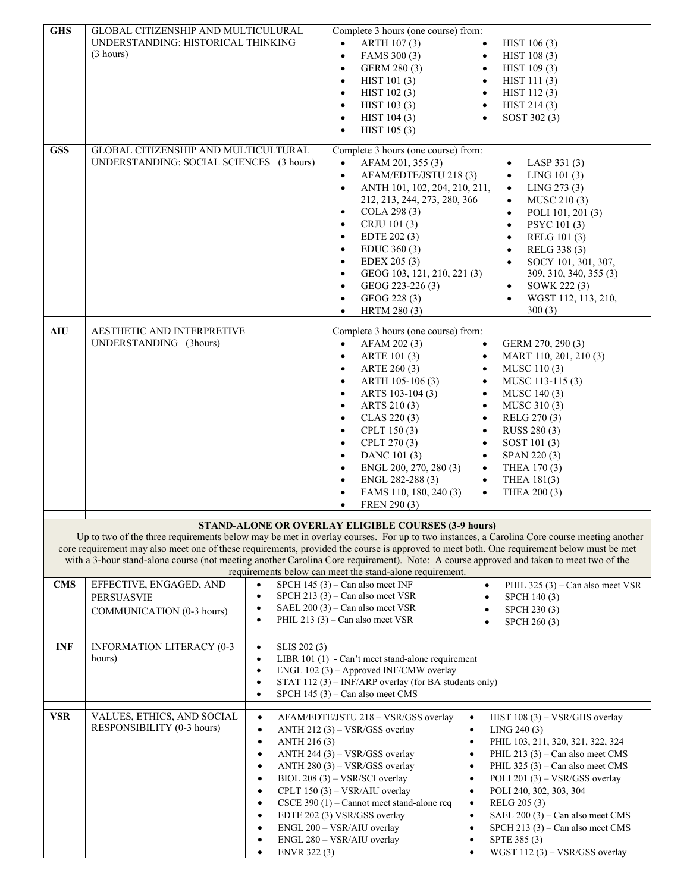| | | |
|---|---|---|
| **GHS** | GLOBAL CITIZENSHIP AND MULTICULURAL UNDERSTANDING: HISTORICAL THINKING (3 hours) | Complete 3 hours (one course) from:<br>• ARTH 107 (3)<br>• FAMS 300 (3)<br>• GERM 280 (3)<br>• HIST 101 (3)<br>• HIST 102 (3)<br>• HIST 103 (3)<br>• HIST 104 (3)<br>• HIST 105 (3)<br>• HIST 106 (3)<br>• HIST 108 (3)<br>• HIST 109 (3)<br>• HIST 111 (3)<br>• HIST 112 (3)<br>• HIST 214 (3)<br>• SOST 302 (3) |
| **GSS** | GLOBAL CITIZENSHIP AND MULTICULTURAL UNDERSTANDING: SOCIAL SCIENCES (3 hours) | Complete 3 hours (one course) from:<br>• AFAM 201, 355 (3)<br>• AFAM/EDTE/JSTU 218 (3)<br>• ANTH 101, 102, 204, 210, 211, 212, 213, 244, 273, 280, 366<br>• COLA 298 (3)<br>• CRJU 101 (3)<br>• EDTE 202 (3)<br>• EDUC 360 (3)<br>• EDEX 205 (3)<br>• GEOG 103, 121, 210, 221 (3)<br>• GEOG 223-226 (3)<br>• GEOG 228 (3)<br>• HRTM 280 (3)<br>• LASP 331 (3)<br>• LING 101 (3)<br>• LING 273 (3)<br>• MUSC 210 (3)<br>• POLI 101, 201 (3)<br>• PSYC 101 (3)<br>• RELG 101 (3)<br>• RELG 338 (3)<br>• SOCY 101, 301, 307, 309, 310, 340, 355 (3)<br>• SOWK 222 (3)<br>• WGST 112, 113, 210, 300 (3) |
| **AIU** | AESTHETIC AND INTERPRETIVE UNDERSTANDING (3hours) | Complete 3 hours (one course) from:<br>• AFAM 202 (3)<br>• ARTE 101 (3)<br>• ARTE 260 (3)<br>• ARTH 105-106 (3)<br>• ARTS 103-104 (3)<br>• ARTS 210 (3)<br>• CLAS 220 (3)<br>• CPLT 150 (3)<br>• CPLT 270 (3)<br>• DANC 101 (3)<br>• ENGL 200, 270, 280 (3)<br>• ENGL 282-288 (3)<br>• FAMS 110, 180, 240 (3)<br>• FREN 290 (3)<br>• GERM 270, 290 (3)<br>• MART 110, 201, 210 (3)<br>• MUSC 110 (3)<br>• MUSC 113-115 (3)<br>• MUSC 140 (3)<br>• MUSC 310 (3)<br>• RELG 270 (3)<br>• RUSS 280 (3)<br>• SOST 101 (3)<br>• SPAN 220 (3)<br>• THEA 170 (3)<br>• THEA 181(3)<br>• THEA 200 (3) |

**STAND-ALONE OR OVERLAY ELIGIBLE COURSES (3-9 hours)**

Up to two of the three requirements below may be met in overlay courses. For up to two instances, a Carolina Core course meeting another core requirement may also meet one of these requirements, provided the course is approved to meet both. One requirement below must be met with a 3-hour stand-alone course (not meeting another Carolina Core requirement). Note: A course approved and taken to meet two of the requirements below can meet the stand-alone requirement.

| | | |
|---|---|---|
| **CMS** | EFFECTIVE, ENGAGED, AND PERSUASVIE COMMUNICATION (0-3 hours) | • SPCH 145 (3) – Can also meet INF<br>• SPCH 213 (3) – Can also meet VSR<br>• SAEL 200 (3) – Can also meet VSR<br>• PHIL 213 (3) – Can also meet VSR<br>• PHIL 325 (3) – Can also meet VSR<br>• SPCH 140 (3)<br>• SPCH 230 (3)<br>• SPCH 260 (3) |
| **INF** | INFORMATION LITERACY (0-3 hours) | • SLIS 202 (3)<br>• LIBR 101 (1) - Can't meet stand-alone requirement<br>• ENGL 102 (3) – Approved INF/CMW overlay<br>• STAT 112 (3) – INF/ARP overlay (for BA students only)<br>• SPCH 145 (3) – Can also meet CMS |
| **VSR** | VALUES, ETHICS, AND SOCIAL RESPONSIBILITY (0-3 hours) | • AFAM/EDTE/JSTU 218 – VSR/GSS overlay<br>• ANTH 212 (3) – VSR/GSS overlay<br>• ANTH 216 (3)<br>• ANTH 244 (3) – VSR/GSS overlay<br>• ANTH 280 (3) – VSR/GSS overlay<br>• BIOL 208 (3) – VSR/SCI overlay<br>• CPLT 150 (3) – VSR/AIU overlay<br>• CSCE 390 (1) – Cannot meet stand-alone req<br>• EDTE 202 (3) VSR/GSS overlay<br>• ENGL 200 – VSR/AIU overlay<br>• ENGL 280 – VSR/AIU overlay<br>• ENVR 322 (3)<br>• HIST 108 (3) – VSR/GHS overlay<br>• LING 240 (3)<br>• PHIL 103, 211, 320, 321, 322, 324<br>• PHIL 213 (3) – Can also meet CMS<br>• PHIL 325 (3) – Can also meet CMS<br>• POLI 201 (3) – VSR/GSS overlay<br>• POLI 240, 302, 303, 304<br>• RELG 205 (3)<br>• SAEL 200 (3) – Can also meet CMS<br>• SPCH 213 (3) – Can also meet CMS<br>• SPTE 385 (3)<br>• WGST 112 (3) – VSR/GSS overlay |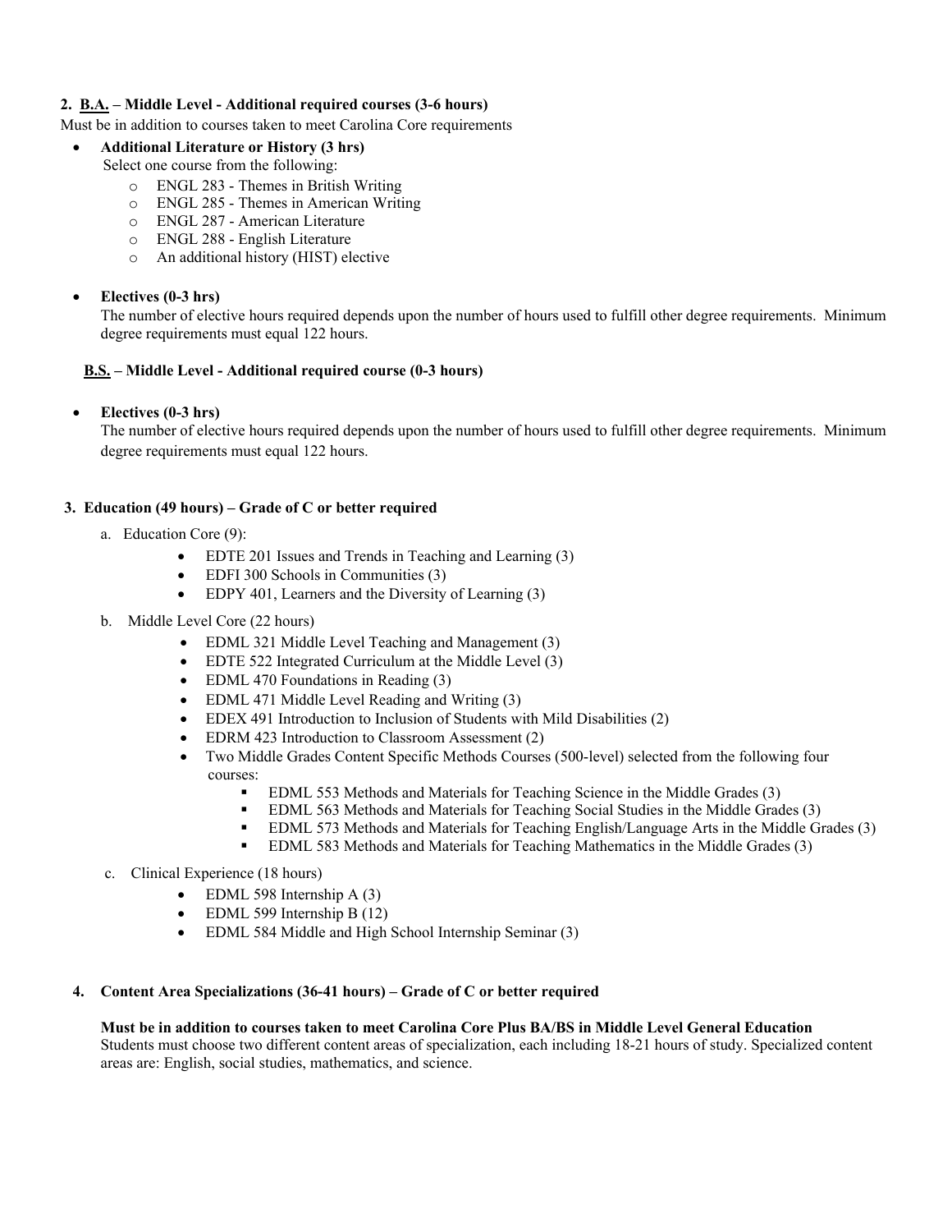**2. B.A. – Middle Level - Additional required courses (3-6 hours)**

Must be in addition to courses taken to meet Carolina Core requirements

- **Additional Literature or History (3 hrs)**
  Select one course from the following:
  - ENGL 283 - Themes in British Writing
  - ENGL 285 - Themes in American Writing
  - ENGL 287 - American Literature
  - ENGL 288 - English Literature
  - An additional history (HIST) elective

- **Electives (0-3 hrs)**
  The number of elective hours required depends upon the number of hours used to fulfill other degree requirements. Minimum degree requirements must equal 122 hours.

**B.S. – Middle Level - Additional required course (0-3 hours)**

- **Electives (0-3 hrs)**
  The number of elective hours required depends upon the number of hours used to fulfill other degree requirements. Minimum degree requirements must equal 122 hours.

**3. Education (49 hours) – Grade of C or better required**

a. Education Core (9):
- EDTE 201 Issues and Trends in Teaching and Learning (3)
- EDFI 300 Schools in Communities (3)
- EDPY 401, Learners and the Diversity of Learning (3)

b. Middle Level Core (22 hours)
- EDML 321 Middle Level Teaching and Management (3)
- EDTE 522 Integrated Curriculum at the Middle Level (3)
- EDML 470 Foundations in Reading (3)
- EDML 471 Middle Level Reading and Writing (3)
- EDEX 491 Introduction to Inclusion of Students with Mild Disabilities (2)
- EDRM 423 Introduction to Classroom Assessment (2)
- Two Middle Grades Content Specific Methods Courses (500-level) selected from the following four courses:
  - EDML 553 Methods and Materials for Teaching Science in the Middle Grades (3)
  - EDML 563 Methods and Materials for Teaching Social Studies in the Middle Grades (3)
  - EDML 573 Methods and Materials for Teaching English/Language Arts in the Middle Grades (3)
  - EDML 583 Methods and Materials for Teaching Mathematics in the Middle Grades (3)

c. Clinical Experience (18 hours)
- EDML 598 Internship A (3)
- EDML 599 Internship B (12)
- EDML 584 Middle and High School Internship Seminar (3)

**4. Content Area Specializations (36-41 hours) – Grade of C or better required**

**Must be in addition to courses taken to meet Carolina Core Plus BA/BS in Middle Level General Education**

Students must choose two different content areas of specialization, each including 18-21 hours of study. Specialized content areas are: English, social studies, mathematics, and science.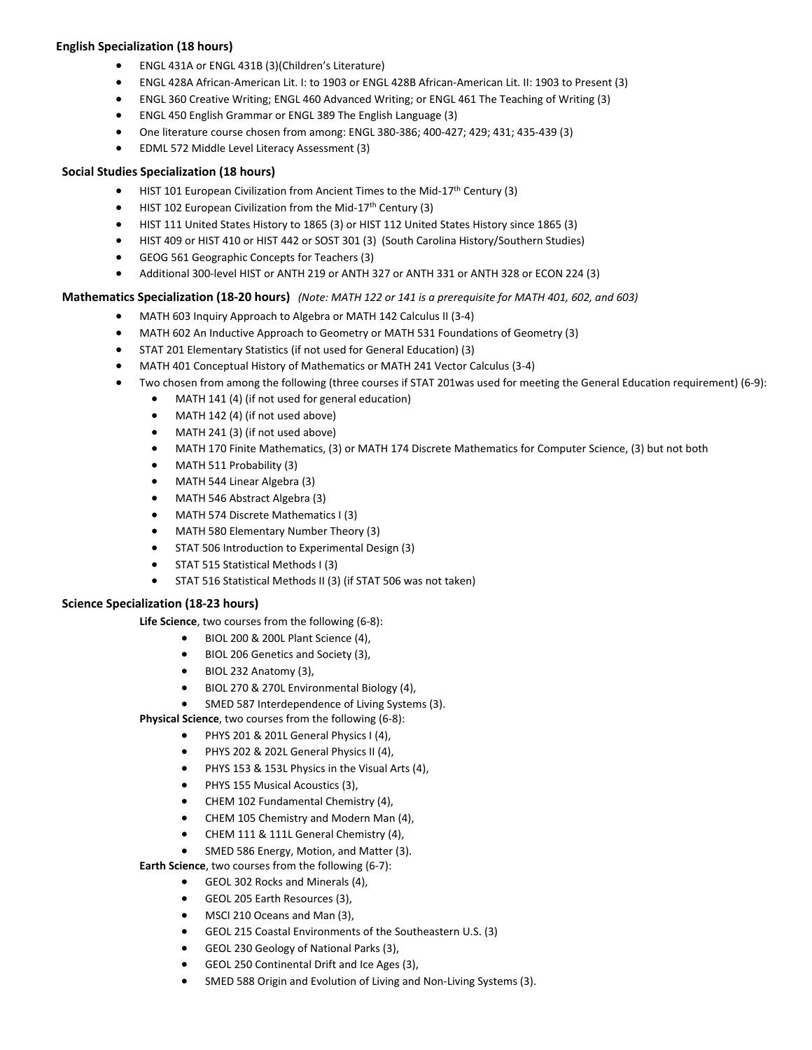### English Specialization (18 hours)

- ENGL 431A or ENGL 431B (3)(Children's Literature)
- ENGL 428A African-American Lit. I: to 1903 or ENGL 428B African-American Lit. II: 1903 to Present (3)
- ENGL 360 Creative Writing; ENGL 460 Advanced Writing; or ENGL 461 The Teaching of Writing (3)
- ENGL 450 English Grammar or ENGL 389 The English Language (3)
- One literature course chosen from among: ENGL 380-386; 400-427; 429; 431; 435-439 (3)
- EDML 572 Middle Level Literacy Assessment (3)

### Social Studies Specialization (18 hours)

- HIST 101 European Civilization from Ancient Times to the Mid-17th Century (3)
- HIST 102 European Civilization from the Mid-17th Century (3)
- HIST 111 United States History to 1865 (3) or HIST 112 United States History since 1865 (3)
- HIST 409 or HIST 410 or HIST 442 or SOST 301 (3) (South Carolina History/Southern Studies)
- GEOG 561 Geographic Concepts for Teachers (3)
- Additional 300-level HIST or ANTH 219 or ANTH 327 or ANTH 331 or ANTH 328 or ECON 224 (3)

### Mathematics Specialization (18-20 hours) *(Note: MATH 122 or 141 is a prerequisite for MATH 401, 602, and 603)*

- MATH 603 Inquiry Approach to Algebra or MATH 142 Calculus II (3-4)
- MATH 602 An Inductive Approach to Geometry or MATH 531 Foundations of Geometry (3)
- STAT 201 Elementary Statistics (if not used for General Education) (3)
- MATH 401 Conceptual History of Mathematics or MATH 241 Vector Calculus (3-4)
- Two chosen from among the following (three courses if STAT 201was used for meeting the General Education requirement) (6-9):
  - MATH 141 (4) (if not used for general education)
  - MATH 142 (4) (if not used above)
  - MATH 241 (3) (if not used above)
  - MATH 170 Finite Mathematics, (3) or MATH 174 Discrete Mathematics for Computer Science, (3) but not both
  - MATH 511 Probability (3)
  - MATH 544 Linear Algebra (3)
  - MATH 546 Abstract Algebra (3)
  - MATH 574 Discrete Mathematics I (3)
  - MATH 580 Elementary Number Theory (3)
  - STAT 506 Introduction to Experimental Design (3)
  - STAT 515 Statistical Methods I (3)
  - STAT 516 Statistical Methods II (3) (if STAT 506 was not taken)

### Science Specialization (18-23 hours)

**Life Science**, two courses from the following (6-8):

- BIOL 200 & 200L Plant Science (4),
- BIOL 206 Genetics and Society (3),
- BIOL 232 Anatomy (3),
- BIOL 270 & 270L Environmental Biology (4),
- SMED 587 Interdependence of Living Systems (3).

**Physical Science**, two courses from the following (6-8):

- PHYS 201 & 201L General Physics I (4),
- PHYS 202 & 202L General Physics II (4),
- PHYS 153 & 153L Physics in the Visual Arts (4),
- PHYS 155 Musical Acoustics (3),
- CHEM 102 Fundamental Chemistry (4),
- CHEM 105 Chemistry and Modern Man (4),
- CHEM 111 & 111L General Chemistry (4),
- SMED 586 Energy, Motion, and Matter (3).

**Earth Science**, two courses from the following (6-7):

- GEOL 302 Rocks and Minerals (4),
- GEOL 205 Earth Resources (3),
- MSCI 210 Oceans and Man (3),
- GEOL 215 Coastal Environments of the Southeastern U.S. (3)
- GEOL 230 Geology of National Parks (3),
- GEOL 250 Continental Drift and Ice Ages (3),
- SMED 588 Origin and Evolution of Living and Non-Living Systems (3).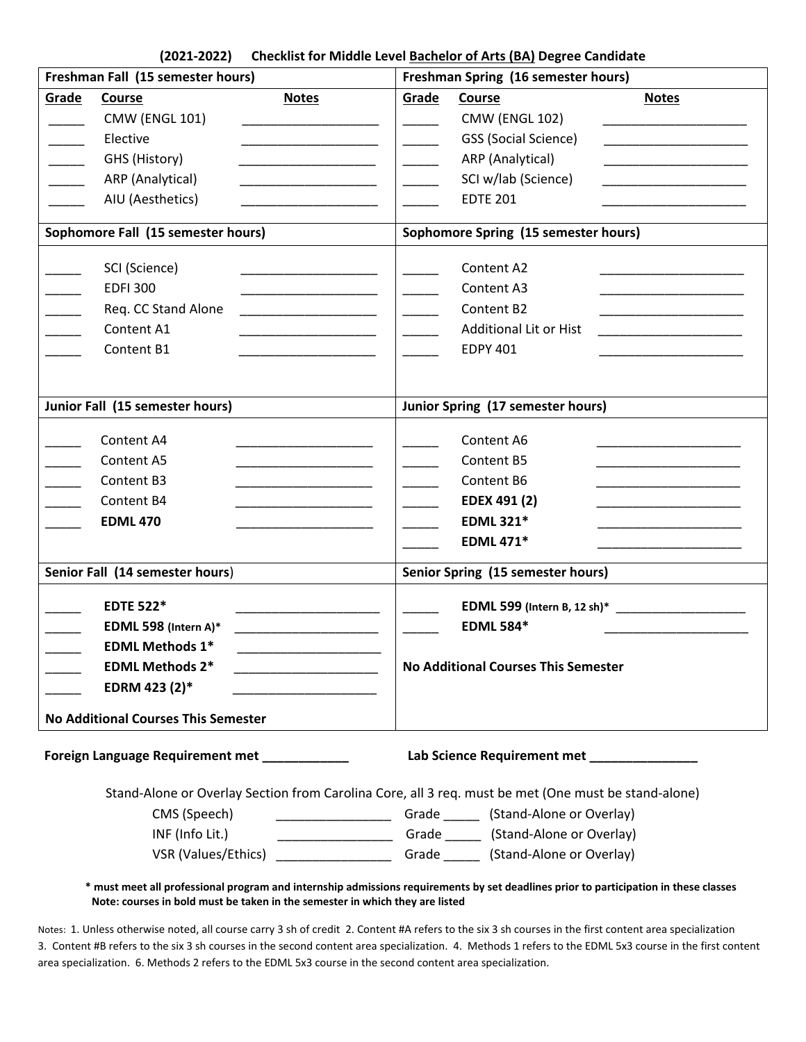## (2021-2022) Checklist for Middle Level Bachelor of Arts (BA) Degree Candidate

| Freshman Fall (15 semester hours) | | | Freshman Spring (16 semester hours) | | |
|---|---|---|---|---|---|
| **Grade** | **Course** | **Notes** | **Grade** | **Course** | **Notes** |
| _____ | CMW (ENGL 101) | ___________________ | _____ | CMW (ENGL 102) | ___________________ |
| _____ | Elective | ___________________ | _____ | GSS (Social Science) | ___________________ |
| _____ | GHS (History) | ___________________ | _____ | ARP (Analytical) | ___________________ |
| _____ | ARP (Analytical) | ___________________ | _____ | SCI w/lab (Science) | ___________________ |
| _____ | AIU (Aesthetics) | ___________________ | _____ | EDTE 201 | ___________________ |

| Sophomore Fall (15 semester hours) | | | Sophomore Spring (15 semester hours) | | |
|---|---|---|---|---|---|
| _____ | SCI (Science) | ___________________ | _____ | Content A2 | ___________________ |
| _____ | EDFI 300 | ___________________ | _____ | Content A3 | ___________________ |
| _____ | Req. CC Stand Alone | ___________________ | _____ | Content B2 | ___________________ |
| _____ | Content A1 | ___________________ | _____ | Additional Lit or Hist | ___________________ |
| _____ | Content B1 | ___________________ | _____ | EDPY 401 | ___________________ |

| Junior Fall (15 semester hours) | | | Junior Spring (17 semester hours) | | |
|---|---|---|---|---|---|
| _____ | Content A4 | ___________________ | _____ | Content A6 | ___________________ |
| _____ | Content A5 | ___________________ | _____ | Content B5 | ___________________ |
| _____ | Content B3 | ___________________ | _____ | Content B6 | ___________________ |
| _____ | Content B4 | ___________________ | _____ | **EDEX 491 (2)** | ___________________ |
| _____ | **EDML 470** | ___________________ | _____ | **EDML 321*** | ___________________ |
| | | | _____ | **EDML 471*** | ___________________ |

| Senior Fall (14 semester hours) | | | Senior Spring (15 semester hours) | | |
|---|---|---|---|---|---|
| _____ | **EDTE 522*** | ___________________ | _____ | **EDML 599** **(Intern B, 12 sh)*** | ___________________ |
| _____ | **EDML 598** **(Intern A)*** | ___________________ | _____ | **EDML 584*** | ___________________ |
| _____ | **EDML Methods 1*** | ___________________ | | **No Additional Courses This Semester** | |
| _____ | **EDML Methods 2*** | ___________________ | | | |
| _____ | **EDRM 423 (2)*** | ___________________ | | | |
| | **No Additional Courses This Semester** | | | | |

**Foreign Language Requirement met ____________** **Lab Science Requirement met _______________**

Stand-Alone or Overlay Section from Carolina Core, all 3 req. must be met (One must be stand-alone)

| | | | |
|---|---|---|---|
| CMS (Speech) | ________________ | Grade _____ | (Stand-Alone or Overlay) |
| INF (Info Lit.) | ________________ | Grade _____ | (Stand-Alone or Overlay) |
| VSR (Values/Ethics) | ________________ | Grade _____ | (Stand-Alone or Overlay) |

**\* must meet all professional program and internship admissions requirements by set deadlines prior to participation in these classes**
**Note: courses in bold must be taken in the semester in which they are listed**

Notes: 1. Unless otherwise noted, all course carry 3 sh of credit 2. Content #A refers to the six 3 sh courses in the first content area specialization 3. Content #B refers to the six 3 sh courses in the second content area specialization. 4. Methods 1 refers to the EDML 5x3 course in the first content area specialization. 6. Methods 2 refers to the EDML 5x3 course in the second content area specialization.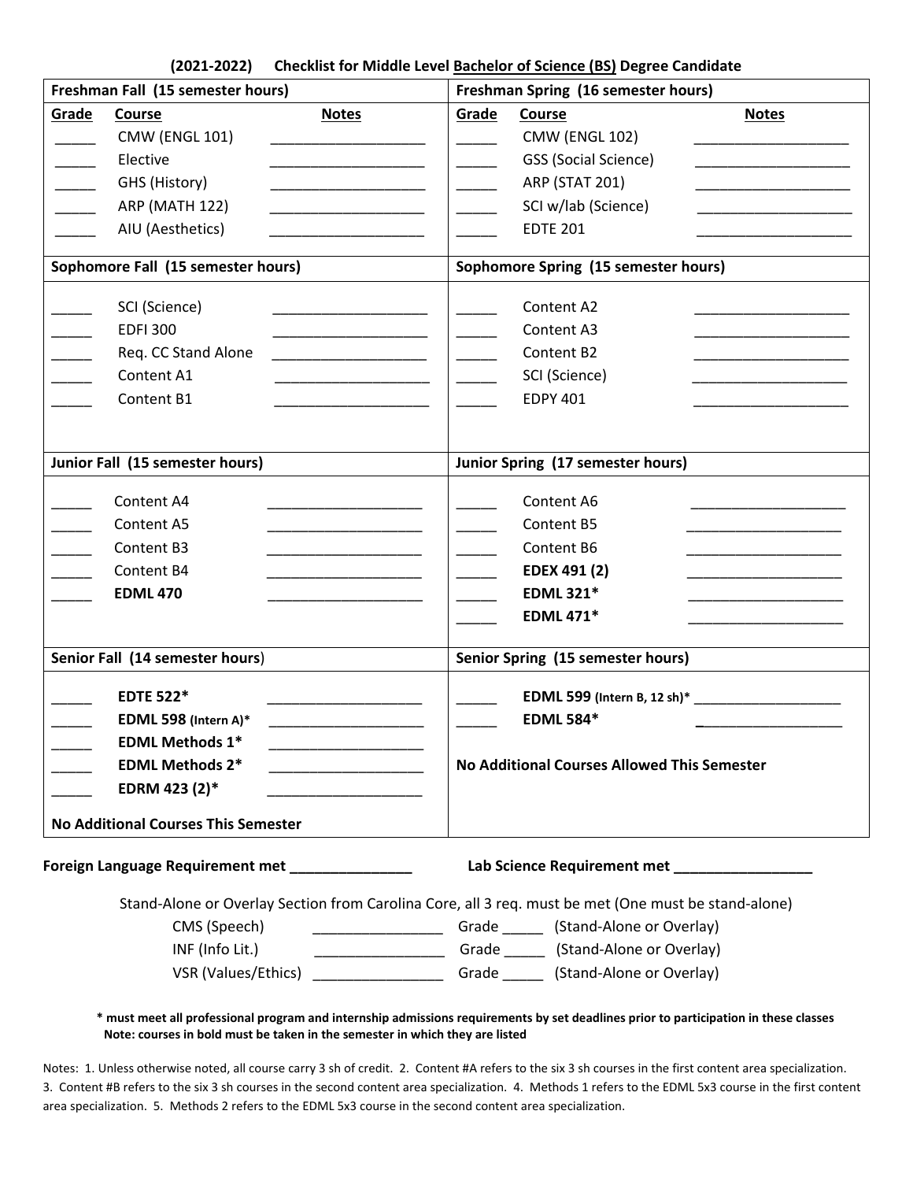**(2021-2022) Checklist for Middle Level Bachelor of Science (BS) Degree Candidate**

| **Freshman Fall (15 semester hours)** | | | **Freshman Spring (16 semester hours)** | | |
|---|---|---|---|---|---|
| **Grade** | **Course** | **Notes** | **Grade** | **Course** | **Notes** |
| _____ | CMW (ENGL 101) | ___________________ | _____ | CMW (ENGL 102) | ___________________ |
| _____ | Elective | ___________________ | _____ | GSS (Social Science) | ___________________ |
| _____ | GHS (History) | ___________________ | _____ | ARP (STAT 201) | ___________________ |
| _____ | ARP (MATH 122) | ___________________ | _____ | SCI w/lab (Science) | ___________________ |
| _____ | AIU (Aesthetics) | ___________________ | _____ | EDTE 201 | ___________________ |
| **Sophomore Fall (15 semester hours)** | | | **Sophomore Spring (15 semester hours)** | | |
| _____ | SCI (Science) | ___________________ | _____ | Content A2 | ___________________ |
| _____ | EDFI 300 | ___________________ | _____ | Content A3 | ___________________ |
| _____ | Req. CC Stand Alone | ___________________ | _____ | Content B2 | ___________________ |
| _____ | Content A1 | ___________________ | _____ | SCI (Science) | ___________________ |
| _____ | Content B1 | ___________________ | _____ | EDPY 401 | ___________________ |
| **Junior Fall (15 semester hours)** | | | **Junior Spring (17 semester hours)** | | |
| _____ | Content A4 | ___________________ | _____ | Content A6 | ___________________ |
| _____ | Content A5 | ___________________ | _____ | Content B5 | ___________________ |
| _____ | Content B3 | ___________________ | _____ | Content B6 | ___________________ |
| _____ | Content B4 | ___________________ | _____ | **EDEX 491 (2)** | ___________________ |
| _____ | **EDML 470** | ___________________ | _____ | **EDML 321*** | ___________________ |
| | | | _____ | **EDML 471*** | ___________________ |
| **Senior Fall (14 semester hours)** | | | **Senior Spring (15 semester hours)** | | |
| _____ | **EDTE 522*** | ___________________ | _____ | **EDML 599 (Intern B, 12 sh)*** | ___________________ |
| _____ | **EDML 598 (Intern A)*** | ___________________ | _____ | **EDML 584*** | ___________________ |
| _____ | **EDML Methods 1*** | ___________________ | | **No Additional Courses Allowed This Semester** | |
| _____ | **EDML Methods 2*** | ___________________ | | | |
| _____ | **EDRM 423 (2)*** | ___________________ | | | |
| | **No Additional Courses This Semester** | | | | |

**Foreign Language Requirement met _______________** **Lab Science Requirement met _________________**

Stand-Alone or Overlay Section from Carolina Core, all 3 req. must be met (One must be stand-alone)

| | | | |
|---|---|---|---|
| CMS (Speech) | ________________ | Grade _____ | (Stand-Alone or Overlay) |
| INF (Info Lit.) | ________________ | Grade _____ | (Stand-Alone or Overlay) |
| VSR (Values/Ethics) | ________________ | Grade _____ | (Stand-Alone or Overlay) |

**\* must meet all professional program and internship admissions requirements by set deadlines prior to participation in these classes**
**Note: courses in bold must be taken in the semester in which they are listed**

Notes: 1. Unless otherwise noted, all course carry 3 sh of credit. 2. Content #A refers to the six 3 sh courses in the first content area specialization. 3. Content #B refers to the six 3 sh courses in the second content area specialization. 4. Methods 1 refers to the EDML 5x3 course in the first content area specialization. 5. Methods 2 refers to the EDML 5x3 course in the second content area specialization.